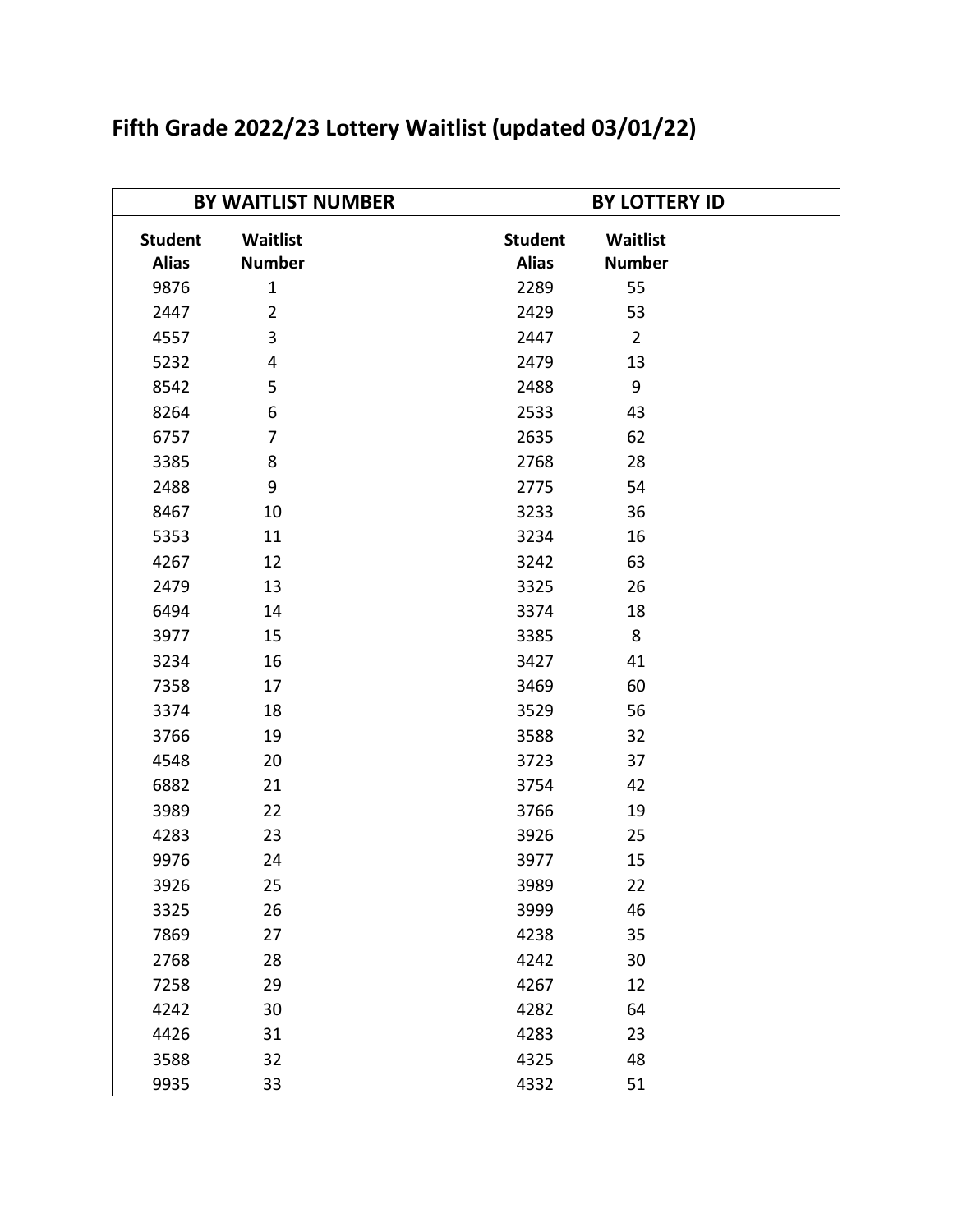## Fifth Grade 2022/23 Lottery Waitlist (updated 03/01/22)

| BY WAITLIST NUMBER | | BY LOTTERY ID | |
|---|---|---|---|
| **Student Alias** | **Waitlist Number** | **Student Alias** | **Waitlist Number** |
| 9876 | 1 | 2289 | 55 |
| 2447 | 2 | 2429 | 53 |
| 4557 | 3 | 2447 | 2 |
| 5232 | 4 | 2479 | 13 |
| 8542 | 5 | 2488 | 9 |
| 8264 | 6 | 2533 | 43 |
| 6757 | 7 | 2635 | 62 |
| 3385 | 8 | 2768 | 28 |
| 2488 | 9 | 2775 | 54 |
| 8467 | 10 | 3233 | 36 |
| 5353 | 11 | 3234 | 16 |
| 4267 | 12 | 3242 | 63 |
| 2479 | 13 | 3325 | 26 |
| 6494 | 14 | 3374 | 18 |
| 3977 | 15 | 3385 | 8 |
| 3234 | 16 | 3427 | 41 |
| 7358 | 17 | 3469 | 60 |
| 3374 | 18 | 3529 | 56 |
| 3766 | 19 | 3588 | 32 |
| 4548 | 20 | 3723 | 37 |
| 6882 | 21 | 3754 | 42 |
| 3989 | 22 | 3766 | 19 |
| 4283 | 23 | 3926 | 25 |
| 9976 | 24 | 3977 | 15 |
| 3926 | 25 | 3989 | 22 |
| 3325 | 26 | 3999 | 46 |
| 7869 | 27 | 4238 | 35 |
| 2768 | 28 | 4242 | 30 |
| 7258 | 29 | 4267 | 12 |
| 4242 | 30 | 4282 | 64 |
| 4426 | 31 | 4283 | 23 |
| 3588 | 32 | 4325 | 48 |
| 9935 | 33 | 4332 | 51 |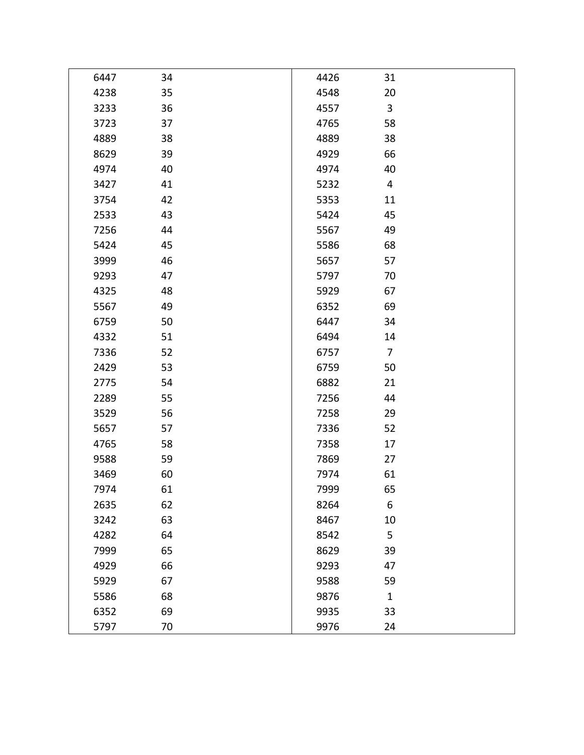| | | | |
|---|---|---|---|
| 6447 | 34 | 4426 | 31 |
| 4238 | 35 | 4548 | 20 |
| 3233 | 36 | 4557 | 3 |
| 3723 | 37 | 4765 | 58 |
| 4889 | 38 | 4889 | 38 |
| 8629 | 39 | 4929 | 66 |
| 4974 | 40 | 4974 | 40 |
| 3427 | 41 | 5232 | 4 |
| 3754 | 42 | 5353 | 11 |
| 2533 | 43 | 5424 | 45 |
| 7256 | 44 | 5567 | 49 |
| 5424 | 45 | 5586 | 68 |
| 3999 | 46 | 5657 | 57 |
| 9293 | 47 | 5797 | 70 |
| 4325 | 48 | 5929 | 67 |
| 5567 | 49 | 6352 | 69 |
| 6759 | 50 | 6447 | 34 |
| 4332 | 51 | 6494 | 14 |
| 7336 | 52 | 6757 | 7 |
| 2429 | 53 | 6759 | 50 |
| 2775 | 54 | 6882 | 21 |
| 2289 | 55 | 7256 | 44 |
| 3529 | 56 | 7258 | 29 |
| 5657 | 57 | 7336 | 52 |
| 4765 | 58 | 7358 | 17 |
| 9588 | 59 | 7869 | 27 |
| 3469 | 60 | 7974 | 61 |
| 7974 | 61 | 7999 | 65 |
| 2635 | 62 | 8264 | 6 |
| 3242 | 63 | 8467 | 10 |
| 4282 | 64 | 8542 | 5 |
| 7999 | 65 | 8629 | 39 |
| 4929 | 66 | 9293 | 47 |
| 5929 | 67 | 9588 | 59 |
| 5586 | 68 | 9876 | 1 |
| 6352 | 69 | 9935 | 33 |
| 5797 | 70 | 9976 | 24 |